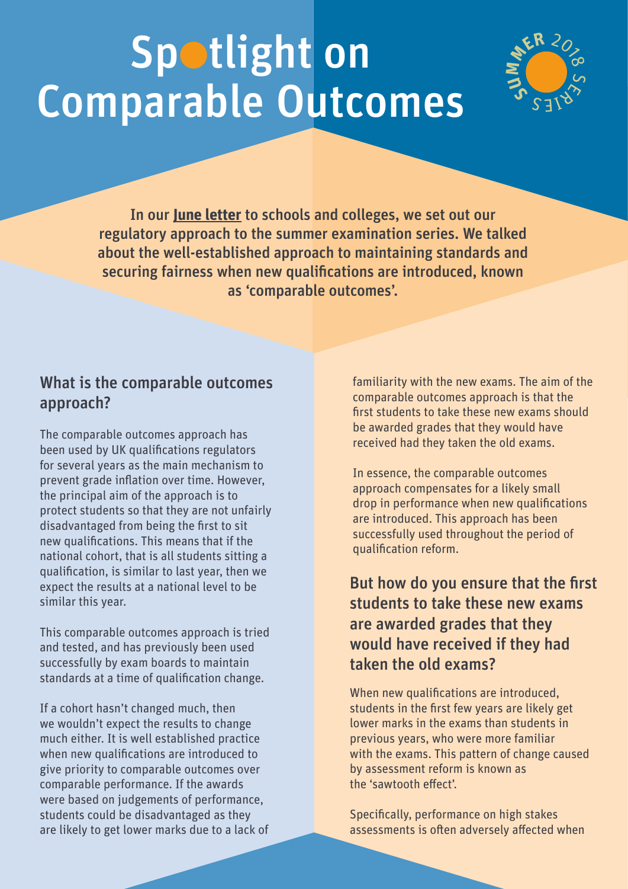# Spotlight on Comparable Outcomes

SUMMER 2018 SERIES

**In our June letter to schools and colleges, we set out our regulatory approach to the summer examination series. We talked about the well-established approach to maintaining standards and securing fairness when new qualifications are introduced, known as 'comparable outcomes'.**

## What is the comparable outcomes approach?

The comparable outcomes approach has been used by UK qualifications regulators for several years as the main mechanism to prevent grade inflation over time. However, the principal aim of the approach is to protect students so that they are not unfairly disadvantaged from being the first to sit new qualifications. This means that if the national cohort, that is all students sitting a qualification, is similar to last year, then we expect the results at a national level to be similar this year.

This comparable outcomes approach is tried and tested, and has previously been used successfully by exam boards to maintain standards at a time of qualification change.

If a cohort hasn't changed much, then we wouldn't expect the results to change much either. It is well established practice when new qualifications are introduced to give priority to comparable outcomes over comparable performance. If the awards were based on judgements of performance, students could be disadvantaged as they are likely to get lower marks due to a lack of familiarity with the new exams. The aim of the comparable outcomes approach is that the first students to take these new exams should be awarded grades that they would have received had they taken the old exams.

In essence, the comparable outcomes approach compensates for a likely small drop in performance when new qualifications are introduced. This approach has been successfully used throughout the period of qualification reform.

## But how do you ensure that the first students to take these new exams are awarded grades that they would have received if they had taken the old exams?

When new qualifications are introduced, students in the first few years are likely get lower marks in the exams than students in previous years, who were more familiar with the exams. This pattern of change caused by assessment reform is known as the 'sawtooth effect'.

Specifically, performance on high stakes assessments is often adversely affected when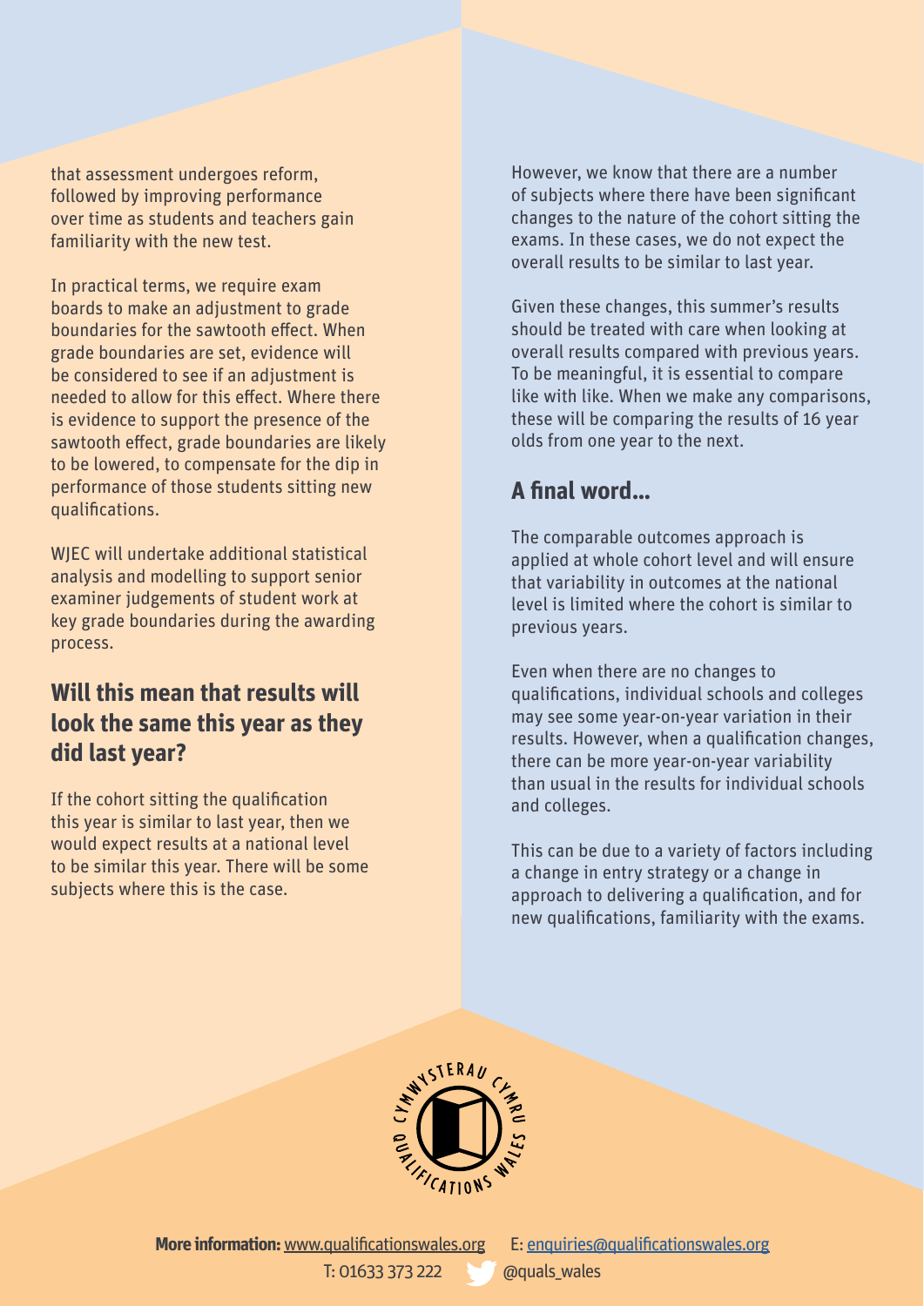that assessment undergoes reform, followed by improving performance over time as students and teachers gain familiarity with the new test.

In practical terms, we require exam boards to make an adjustment to grade boundaries for the sawtooth effect. When grade boundaries are set, evidence will be considered to see if an adjustment is needed to allow for this effect. Where there is evidence to support the presence of the sawtooth effect, grade boundaries are likely to be lowered, to compensate for the dip in performance of those students sitting new qualifications.

WJEC will undertake additional statistical analysis and modelling to support senior examiner judgements of student work at key grade boundaries during the awarding process.

## Will this mean that results will look the same this year as they did last year?

If the cohort sitting the qualification this year is similar to last year, then we would expect results at a national level to be similar this year. There will be some subjects where this is the case.

However, we know that there are a number of subjects where there have been significant changes to the nature of the cohort sitting the exams. In these cases, we do not expect the overall results to be similar to last year.

Given these changes, this summer's results should be treated with care when looking at overall results compared with previous years. To be meaningful, it is essential to compare like with like. When we make any comparisons, these will be comparing the results of 16 year olds from one year to the next.

## A final word...

The comparable outcomes approach is applied at whole cohort level and will ensure that variability in outcomes at the national level is limited where the cohort is similar to previous years.

Even when there are no changes to qualifications, individual schools and colleges may see some year-on-year variation in their results. However, when a qualification changes, there can be more year-on-year variability than usual in the results for individual schools and colleges.

This can be due to a variety of factors including a change in entry strategy or a change in approach to delivering a qualification, and for new qualifications, familiarity with the exams.

CYMWYSTERAU CYMRU QUALIFICATIONS WALES

**More information:** www.qualificationswales.org E: enquiries@qualificationswales.org
T: 01633 373 222 @quals_wales